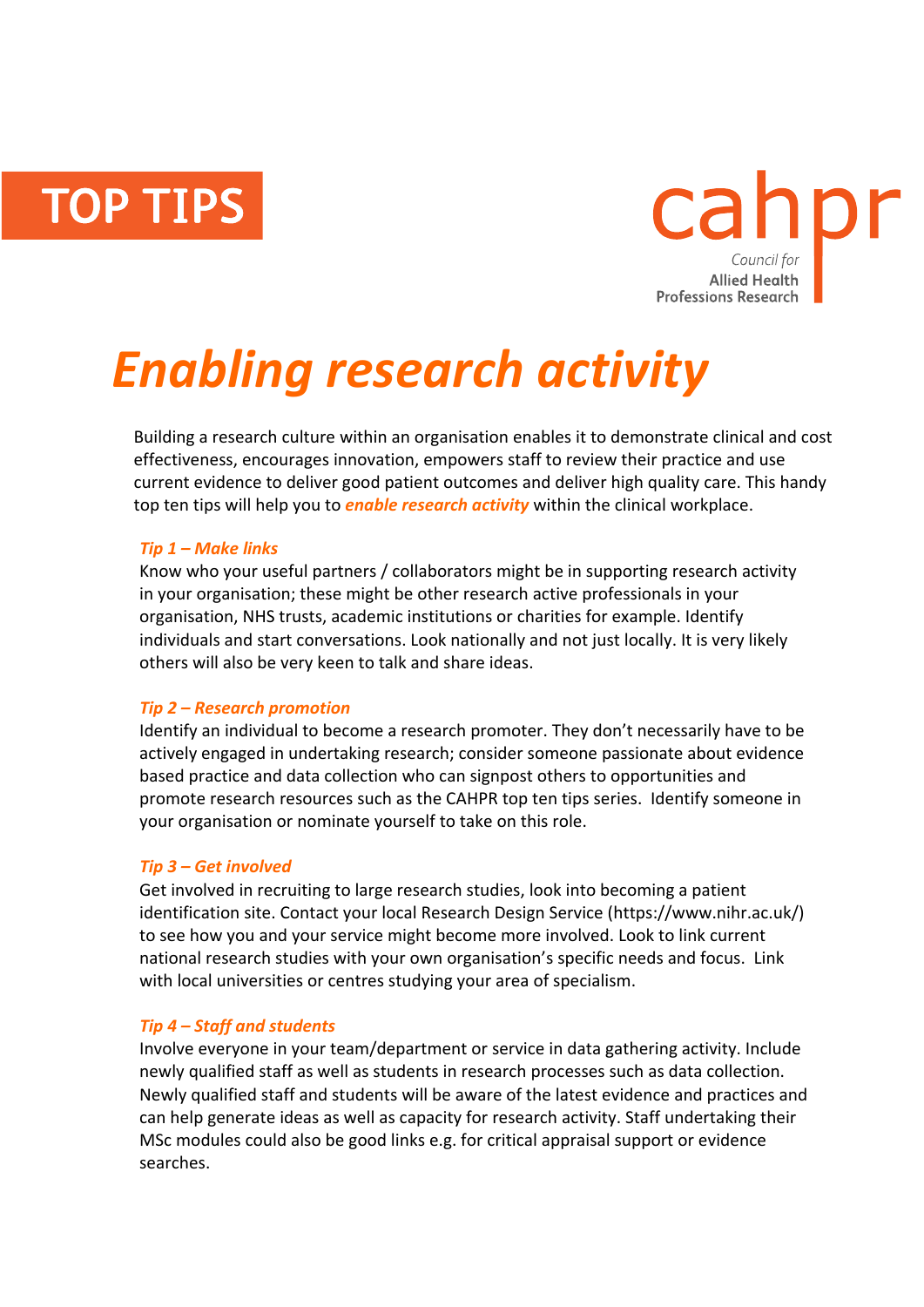TOP TIPS

cahpr
Council for
Allied Health
Professions Research

# *Enabling research activity*

Building a research culture within an organisation enables it to demonstrate clinical and cost effectiveness, encourages innovation, empowers staff to review their practice and use current evidence to deliver good patient outcomes and deliver high quality care. This handy top ten tips will help you to ***enable research activity*** within the clinical workplace.

### *Tip 1 – Make links*

Know who your useful partners / collaborators might be in supporting research activity in your organisation; these might be other research active professionals in your organisation, NHS trusts, academic institutions or charities for example. Identify individuals and start conversations. Look nationally and not just locally. It is very likely others will also be very keen to talk and share ideas.

### *Tip 2 – Research promotion*

Identify an individual to become a research promoter. They don't necessarily have to be actively engaged in undertaking research; consider someone passionate about evidence based practice and data collection who can signpost others to opportunities and promote research resources such as the CAHPR top ten tips series. Identify someone in your organisation or nominate yourself to take on this role.

### *Tip 3 – Get involved*

Get involved in recruiting to large research studies, look into becoming a patient identification site. Contact your local Research Design Service (https://www.nihr.ac.uk/) to see how you and your service might become more involved. Look to link current national research studies with your own organisation's specific needs and focus. Link with local universities or centres studying your area of specialism.

### *Tip 4 – Staff and students*

Involve everyone in your team/department or service in data gathering activity. Include newly qualified staff as well as students in research processes such as data collection. Newly qualified staff and students will be aware of the latest evidence and practices and can help generate ideas as well as capacity for research activity. Staff undertaking their MSc modules could also be good links e.g. for critical appraisal support or evidence searches.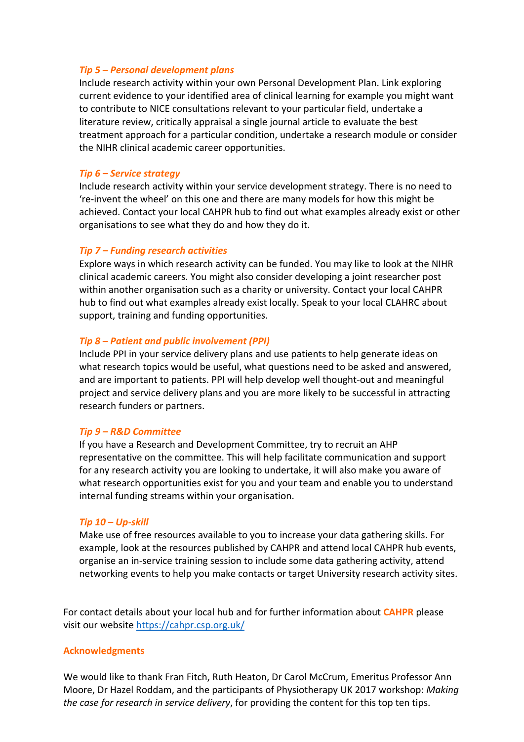### *Tip 5 – Personal development plans*

Include research activity within your own Personal Development Plan. Link exploring current evidence to your identified area of clinical learning for example you might want to contribute to NICE consultations relevant to your particular field, undertake a literature review, critically appraisal a single journal article to evaluate the best treatment approach for a particular condition, undertake a research module or consider the NIHR clinical academic career opportunities.

### *Tip 6 – Service strategy*

Include research activity within your service development strategy. There is no need to 're-invent the wheel' on this one and there are many models for how this might be achieved. Contact your local CAHPR hub to find out what examples already exist or other organisations to see what they do and how they do it.

### *Tip 7 – Funding research activities*

Explore ways in which research activity can be funded. You may like to look at the NIHR clinical academic careers. You might also consider developing a joint researcher post within another organisation such as a charity or university. Contact your local CAHPR hub to find out what examples already exist locally. Speak to your local CLAHRC about support, training and funding opportunities.

### *Tip 8 – Patient and public involvement (PPI)*

Include PPI in your service delivery plans and use patients to help generate ideas on what research topics would be useful, what questions need to be asked and answered, and are important to patients. PPI will help develop well thought-out and meaningful project and service delivery plans and you are more likely to be successful in attracting research funders or partners.

### *Tip 9 – R&D Committee*

If you have a Research and Development Committee, try to recruit an AHP representative on the committee. This will help facilitate communication and support for any research activity you are looking to undertake, it will also make you aware of what research opportunities exist for you and your team and enable you to understand internal funding streams within your organisation.

### *Tip 10 – Up-skill*

Make use of free resources available to you to increase your data gathering skills. For example, look at the resources published by CAHPR and attend local CAHPR hub events, organise an in-service training session to include some data gathering activity, attend networking events to help you make contacts or target University research activity sites.

For contact details about your local hub and for further information about **CAHPR** please visit our website https://cahpr.csp.org.uk/

## Acknowledgments

We would like to thank Fran Fitch, Ruth Heaton, Dr Carol McCrum, Emeritus Professor Ann Moore, Dr Hazel Roddam, and the participants of Physiotherapy UK 2017 workshop: *Making the case for research in service delivery*, for providing the content for this top ten tips.